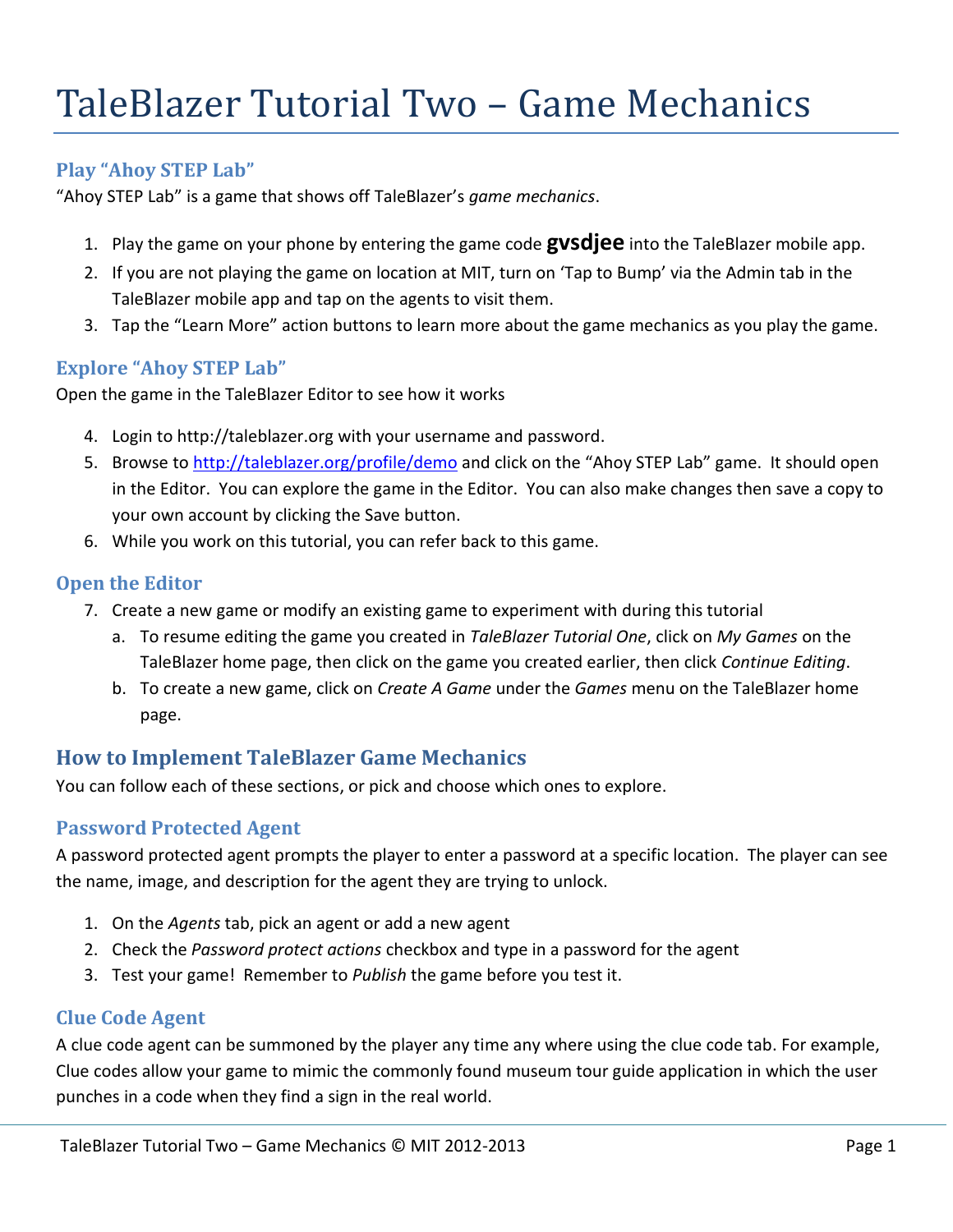# TaleBlazer Tutorial Two – Game Mechanics

### Play "Ahoy STEP Lab"

"Ahoy STEP Lab" is a game that shows off TaleBlazer's *game mechanics*.

1. Play the game on your phone by entering the game code **gvsdjee** into the TaleBlazer mobile app.
2. If you are not playing the game on location at MIT, turn on 'Tap to Bump' via the Admin tab in the TaleBlazer mobile app and tap on the agents to visit them.
3. Tap the "Learn More" action buttons to learn more about the game mechanics as you play the game.

### Explore "Ahoy STEP Lab"

Open the game in the TaleBlazer Editor to see how it works

4. Login to http://taleblazer.org with your username and password.
5. Browse to http://taleblazer.org/profile/demo and click on the "Ahoy STEP Lab" game. It should open in the Editor. You can explore the game in the Editor. You can also make changes then save a copy to your own account by clicking the Save button.
6. While you work on this tutorial, you can refer back to this game.

### Open the Editor

7. Create a new game or modify an existing game to experiment with during this tutorial
   a. To resume editing the game you created in *TaleBlazer Tutorial One*, click on *My Games* on the TaleBlazer home page, then click on the game you created earlier, then click *Continue Editing*.
   b. To create a new game, click on *Create A Game* under the *Games* menu on the TaleBlazer home page.

## How to Implement TaleBlazer Game Mechanics

You can follow each of these sections, or pick and choose which ones to explore.

### Password Protected Agent

A password protected agent prompts the player to enter a password at a specific location. The player can see the name, image, and description for the agent they are trying to unlock.

1. On the *Agents* tab, pick an agent or add a new agent
2. Check the *Password protect actions* checkbox and type in a password for the agent
3. Test your game! Remember to *Publish* the game before you test it.

### Clue Code Agent

A clue code agent can be summoned by the player any time any where using the clue code tab. For example, Clue codes allow your game to mimic the commonly found museum tour guide application in which the user punches in a code when they find a sign in the real world.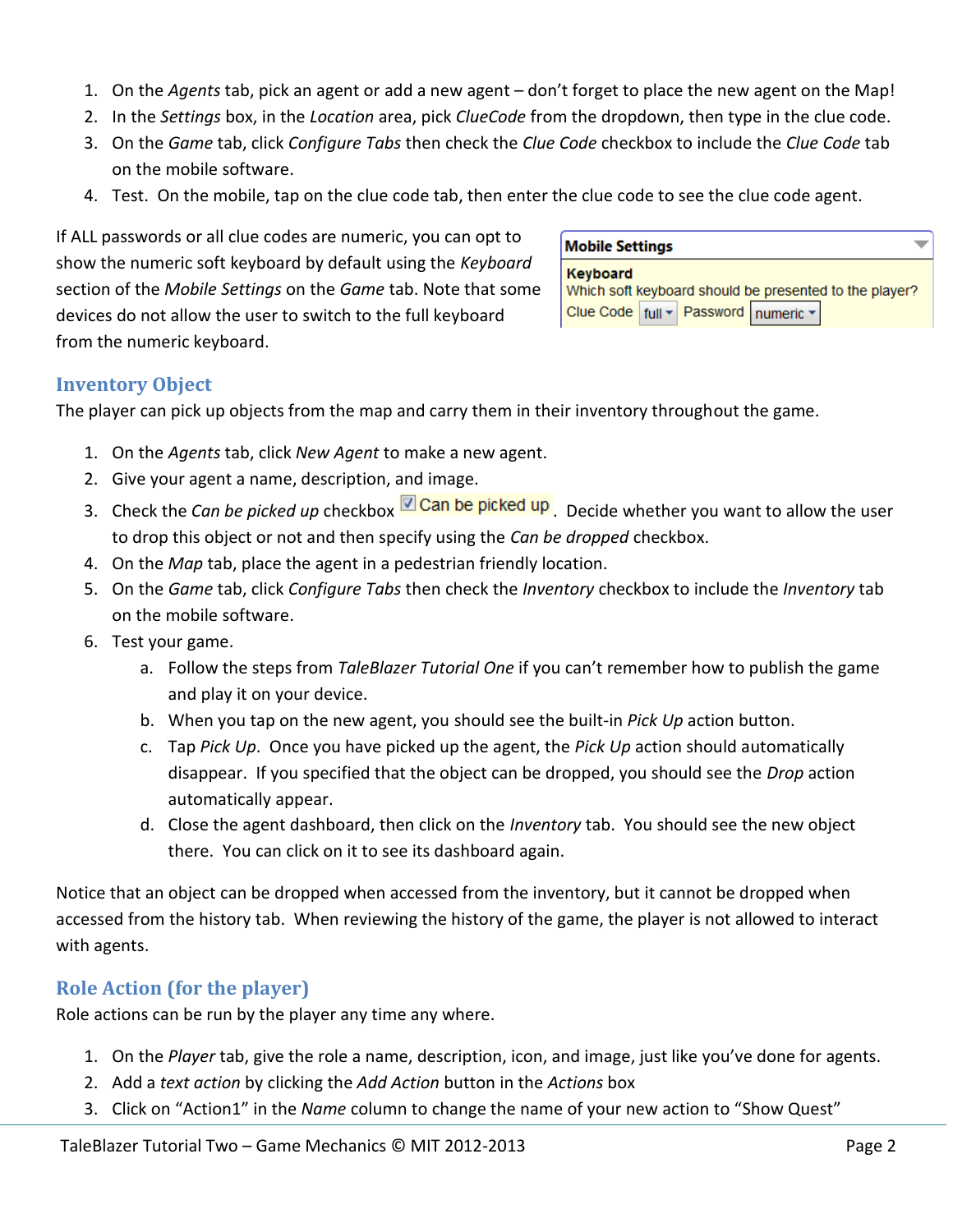1. On the *Agents* tab, pick an agent or add a new agent – don't forget to place the new agent on the Map!
2. In the *Settings* box, in the *Location* area, pick *ClueCode* from the dropdown, then type in the clue code.
3. On the *Game* tab, click *Configure Tabs* then check the *Clue Code* checkbox to include the *Clue Code* tab on the mobile software.
4. Test. On the mobile, tap on the clue code tab, then enter the clue code to see the clue code agent.

If ALL passwords or all clue codes are numeric, you can opt to show the numeric soft keyboard by default using the *Keyboard* section of the *Mobile Settings* on the *Game* tab. Note that some devices do not allow the user to switch to the full keyboard from the numeric keyboard.

**Mobile Settings**

**Keyboard**
Which soft keyboard should be presented to the player?
Clue Code [full] Password [numeric]

## Inventory Object

The player can pick up objects from the map and carry them in their inventory throughout the game.

1. On the *Agents* tab, click *New Agent* to make a new agent.
2. Give your agent a name, description, and image.
3. Check the *Can be picked up* checkbox ☑ Can be picked up. Decide whether you want to allow the user to drop this object or not and then specify using the *Can be dropped* checkbox.
4. On the *Map* tab, place the agent in a pedestrian friendly location.
5. On the *Game* tab, click *Configure Tabs* then check the *Inventory* checkbox to include the *Inventory* tab on the mobile software.
6. Test your game.
   a. Follow the steps from *TaleBlazer Tutorial One* if you can't remember how to publish the game and play it on your device.
   b. When you tap on the new agent, you should see the built-in *Pick Up* action button.
   c. Tap *Pick Up*. Once you have picked up the agent, the *Pick Up* action should automatically disappear. If you specified that the object can be dropped, you should see the *Drop* action automatically appear.
   d. Close the agent dashboard, then click on the *Inventory* tab. You should see the new object there. You can click on it to see its dashboard again.

Notice that an object can be dropped when accessed from the inventory, but it cannot be dropped when accessed from the history tab. When reviewing the history of the game, the player is not allowed to interact with agents.

## Role Action (for the player)

Role actions can be run by the player any time any where.

1. On the *Player* tab, give the role a name, description, icon, and image, just like you've done for agents.
2. Add a *text action* by clicking the *Add Action* button in the *Actions* box
3. Click on "Action1" in the *Name* column to change the name of your new action to "Show Quest"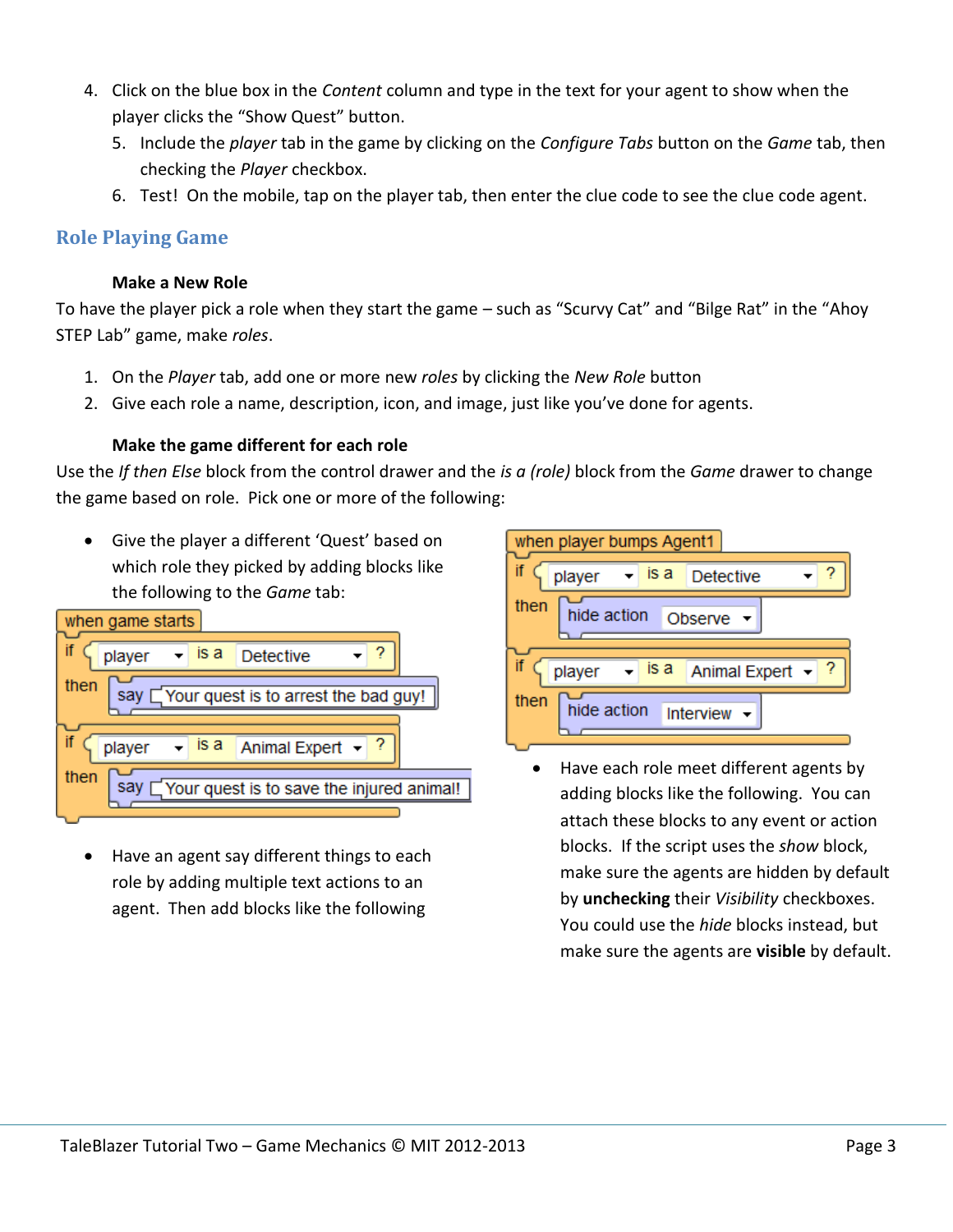4. Click on the blue box in the *Content* column and type in the text for your agent to show when the player clicks the "Show Quest" button.
   5. Include the *player* tab in the game by clicking on the *Configure Tabs* button on the *Game* tab, then checking the *Player* checkbox.
   6. Test! On the mobile, tap on the player tab, then enter the clue code to see the clue code agent.

## Role Playing Game

### Make a New Role

To have the player pick a role when they start the game – such as "Scurvy Cat" and "Bilge Rat" in the "Ahoy STEP Lab" game, make *roles*.

1. On the *Player* tab, add one or more new *roles* by clicking the *New Role* button
2. Give each role a name, description, icon, and image, just like you've done for agents.

### Make the game different for each role

Use the *If then Else* block from the control drawer and the *is a (role)* block from the *Game* drawer to change the game based on role. Pick one or more of the following:

- Give the player a different 'Quest' based on which role they picked by adding blocks like the following to the *Game* tab:

```
when game starts
  if   player ▾ is a Detective ▾ ?
  then say "Your quest is to arrest the bad guy!"
  if   player ▾ is a Animal Expert ▾ ?
  then say "Your quest is to save the injured animal!"
```

- Have an agent say different things to each role by adding multiple text actions to an agent. Then add blocks like the following

```
when player bumps Agent1
  if   player ▾ is a Detective ▾ ?
  then hide action Observe ▾
  if   player ▾ is a Animal Expert ▾ ?
  then hide action Interview ▾
```

- Have each role meet different agents by adding blocks like the following. You can attach these blocks to any event or action blocks. If the script uses the *show* block, make sure the agents are hidden by default by **unchecking** their *Visibility* checkboxes. You could use the *hide* blocks instead, but make sure the agents are **visible** by default.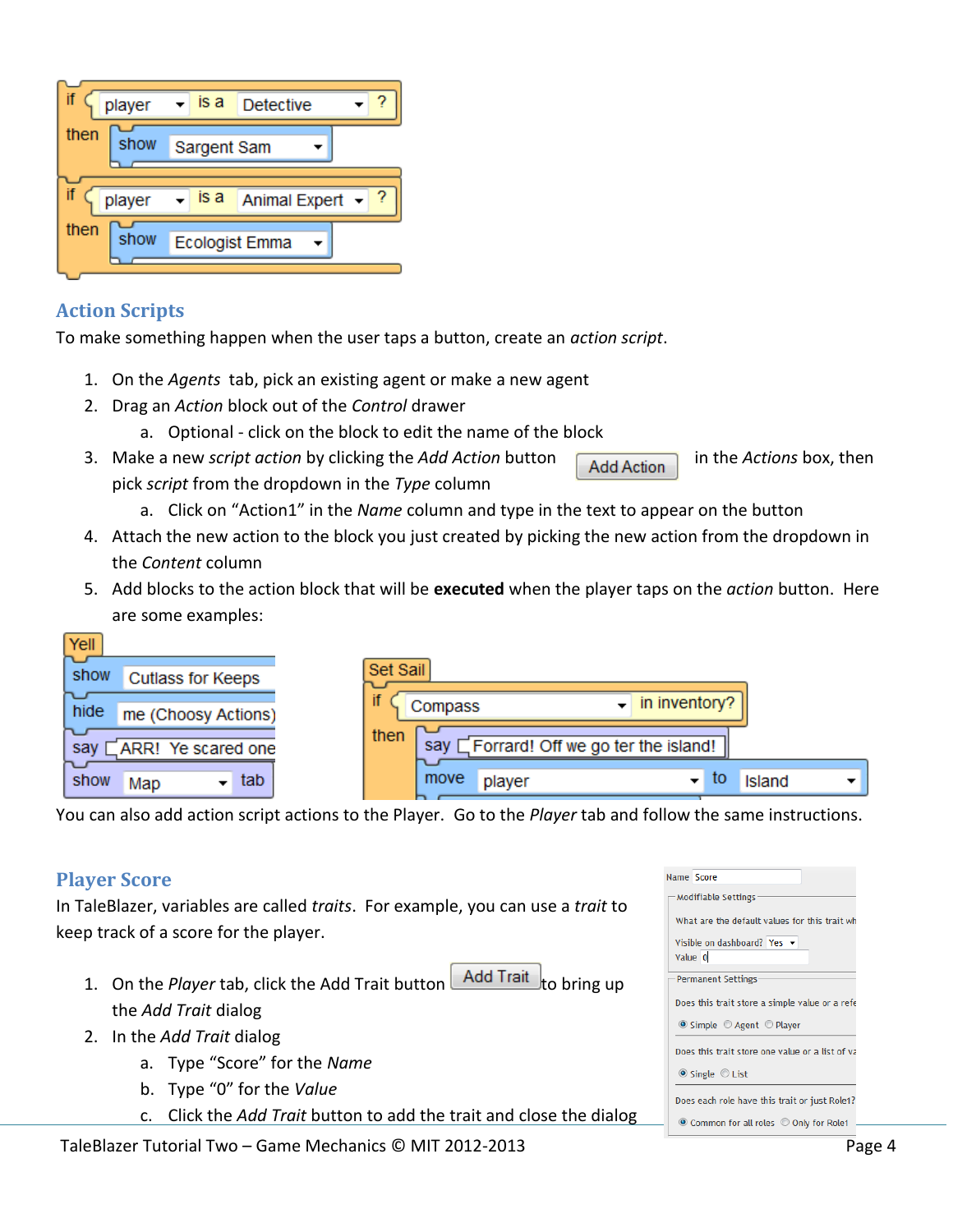## Action Scripts

To make something happen when the user taps a button, create an *action script*.

1. On the *Agents* tab, pick an existing agent or make a new agent
2. Drag an *Action* block out of the *Control* drawer
   a. Optional - click on the block to edit the name of the block
3. Make a new *script action* by clicking the *Add Action* button in the *Actions* box, then pick *script* from the dropdown in the *Type* column
   a. Click on “Action1” in the *Name* column and type in the text to appear on the button
4. Attach the new action to the block you just created by picking the new action from the dropdown in the *Content* column
5. Add blocks to the action block that will be **executed** when the player taps on the *action* button. Here are some examples:

You can also add action script actions to the Player. Go to the *Player* tab and follow the same instructions.

## Player Score

In TaleBlazer, variables are called *traits*. For example, you can use a *trait* to keep track of a score for the player.

1. On the *Player* tab, click the Add Trait button to bring up the *Add Trait* dialog
2. In the *Add Trait* dialog
   a. Type “Score” for the *Name*
   b. Type “0” for the *Value*
   c. Click the *Add Trait* button to add the trait and close the dialog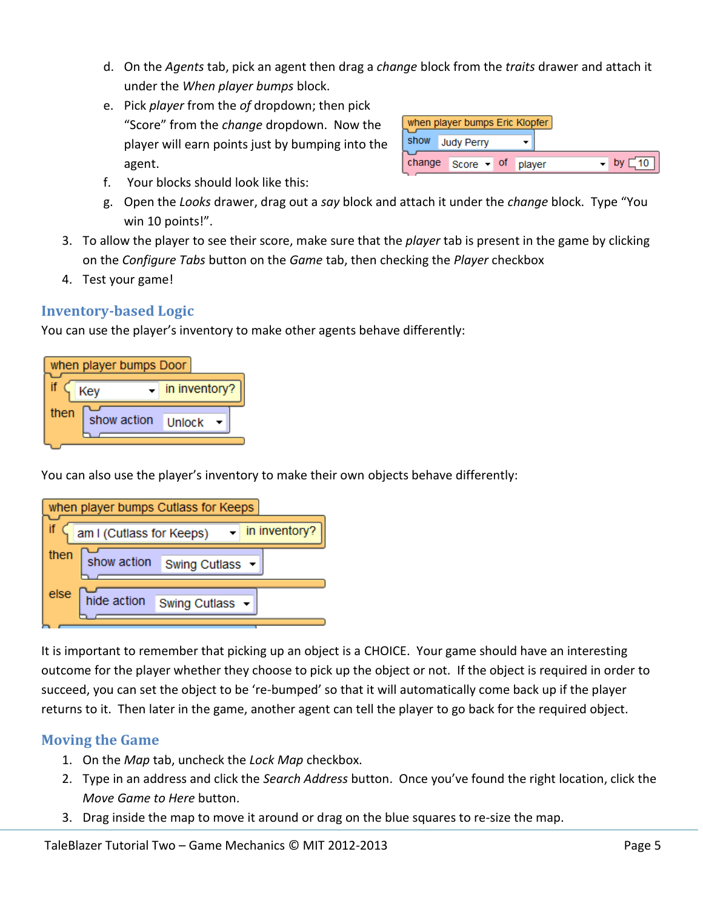d. On the *Agents* tab, pick an agent then drag a *change* block from the *traits* drawer and attach it under the *When player bumps* block.

e. Pick *player* from the *of* dropdown; then pick "Score" from the *change* dropdown. Now the player will earn points just by bumping into the agent.

f. Your blocks should look like this:

g. Open the *Looks* drawer, drag out a *say* block and attach it under the *change* block. Type "You win 10 points!".

3. To allow the player to see their score, make sure that the *player* tab is present in the game by clicking on the *Configure Tabs* button on the *Game* tab, then checking the *Player* checkbox
4. Test your game!

## Inventory-based Logic

You can use the player's inventory to make other agents behave differently:

You can also use the player's inventory to make their own objects behave differently:

It is important to remember that picking up an object is a CHOICE. Your game should have an interesting outcome for the player whether they choose to pick up the object or not. If the object is required in order to succeed, you can set the object to be 're-bumped' so that it will automatically come back up if the player returns to it. Then later in the game, another agent can tell the player to go back for the required object.

## Moving the Game

1. On the *Map* tab, uncheck the *Lock Map* checkbox.
2. Type in an address and click the *Search Address* button. Once you've found the right location, click the *Move Game to Here* button.
3. Drag inside the map to move it around or drag on the blue squares to re-size the map.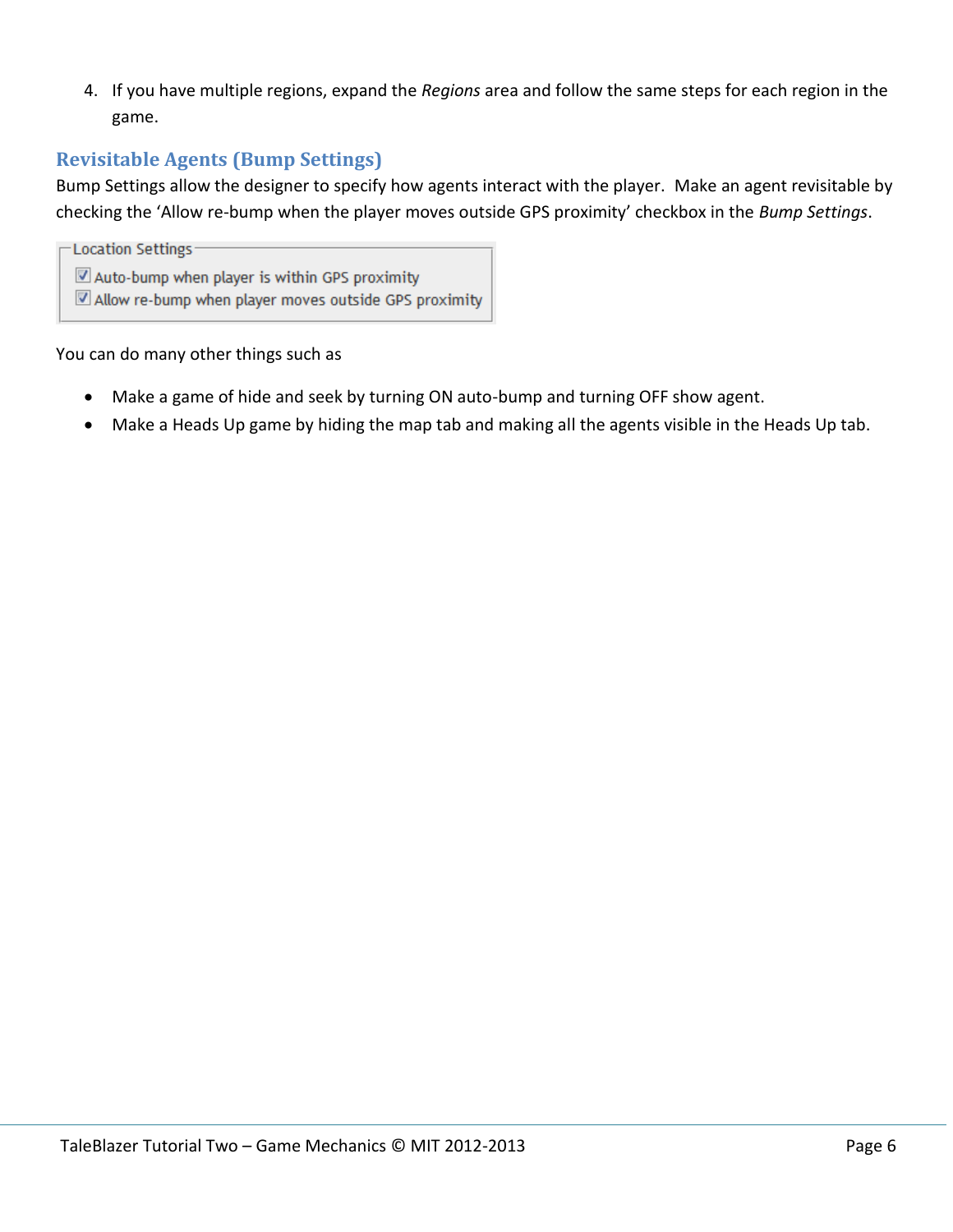4. If you have multiple regions, expand the *Regions* area and follow the same steps for each region in the game.

## Revisitable Agents (Bump Settings)

Bump Settings allow the designer to specify how agents interact with the player. Make an agent revisitable by checking the 'Allow re-bump when the player moves outside GPS proximity' checkbox in the *Bump Settings*.

Location Settings

- [x] Auto-bump when player is within GPS proximity
- [x] Allow re-bump when player moves outside GPS proximity

You can do many other things such as

- Make a game of hide and seek by turning ON auto-bump and turning OFF show agent.
- Make a Heads Up game by hiding the map tab and making all the agents visible in the Heads Up tab.